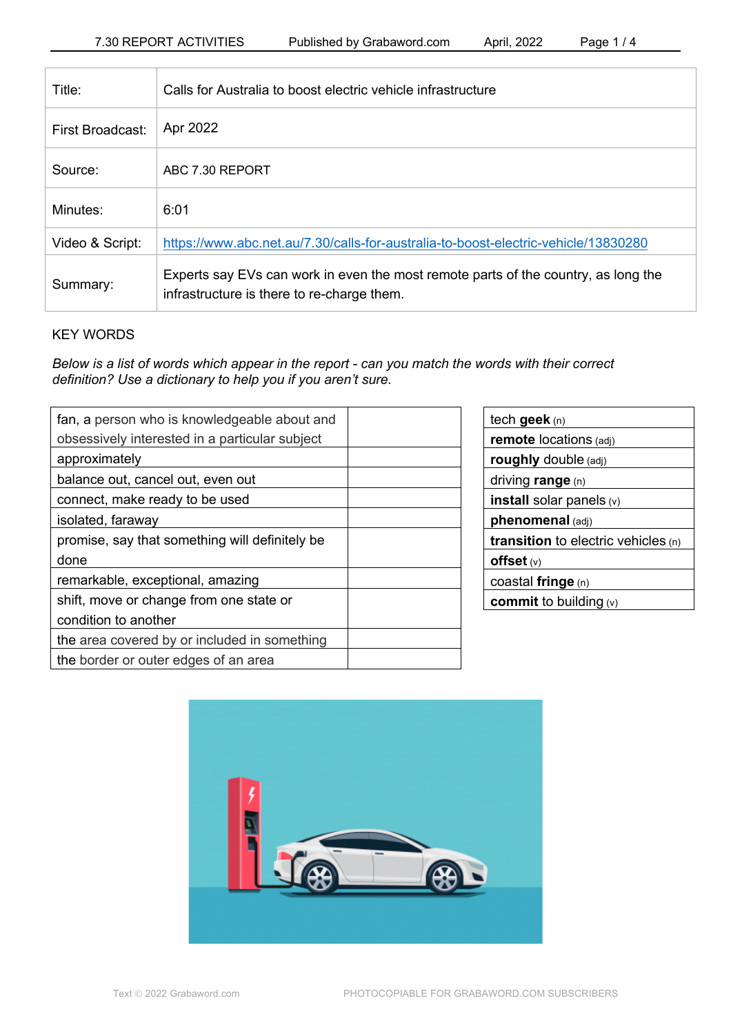| | |
|---|---|
| Title: | Calls for Australia to boost electric vehicle infrastructure |
| First Broadcast: | Apr 2022 |
| Source: | ABC 7.30 REPORT |
| Minutes: | 6:01 |
| Video & Script: | https://www.abc.net.au/7.30/calls-for-australia-to-boost-electric-vehicle/13830280 |
| Summary: | Experts say EVs can work in even the most remote parts of the country, as long the infrastructure is there to re-charge them. |

KEY WORDS

*Below is a list of words which appear in the report - can you match the words with their correct definition? Use a dictionary to help you if you aren't sure.*

| Definition | |
|---|---|
| fan, a person who is knowledgeable about and obsessively interested in a particular subject | |
| approximately | |
| balance out, cancel out, even out | |
| connect, make ready to be used | |
| isolated, faraway | |
| promise, say that something will definitely be done | |
| remarkable, exceptional, amazing | |
| shift, move or change from one state or condition to another | |
| the area covered by or included in something | |
| the border or outer edges of an area | |

| Words |
|---|
| tech **geek** (n) |
| **remote** locations (adj) |
| **roughly** double (adj) |
| driving **range** (n) |
| **install** solar panels (v) |
| **phenomenal** (adj) |
| **transition** to electric vehicles (n) |
| **offset** (v) |
| coastal **fringe** (n) |
| **commit** to building (v) |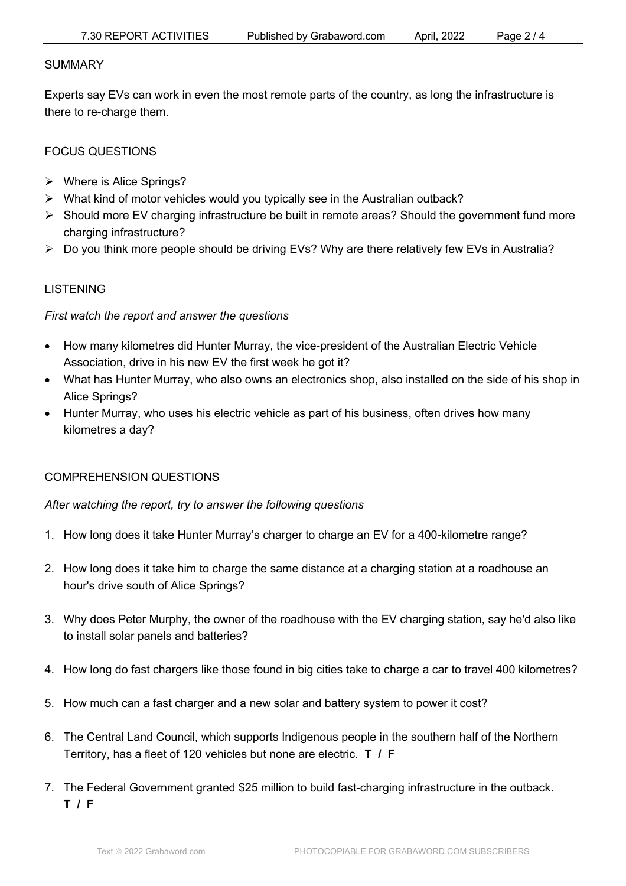## SUMMARY

Experts say EVs can work in even the most remote parts of the country, as long the infrastructure is there to re-charge them.

## FOCUS QUESTIONS

- Where is Alice Springs?
- What kind of motor vehicles would you typically see in the Australian outback?
- Should more EV charging infrastructure be built in remote areas? Should the government fund more charging infrastructure?
- Do you think more people should be driving EVs? Why are there relatively few EVs in Australia?

## LISTENING

*First watch the report and answer the questions*

- How many kilometres did Hunter Murray, the vice-president of the Australian Electric Vehicle Association, drive in his new EV the first week he got it?
- What has Hunter Murray, who also owns an electronics shop, also installed on the side of his shop in Alice Springs?
- Hunter Murray, who uses his electric vehicle as part of his business, often drives how many kilometres a day?

## COMPREHENSION QUESTIONS

*After watching the report, try to answer the following questions*

1. How long does it take Hunter Murray's charger to charge an EV for a 400-kilometre range?
2. How long does it take him to charge the same distance at a charging station at a roadhouse an hour's drive south of Alice Springs?
3. Why does Peter Murphy, the owner of the roadhouse with the EV charging station, say he'd also like to install solar panels and batteries?
4. How long do fast chargers like those found in big cities take to charge a car to travel 400 kilometres?
5. How much can a fast charger and a new solar and battery system to power it cost?
6. The Central Land Council, which supports Indigenous people in the southern half of the Northern Territory, has a fleet of 120 vehicles but none are electric. **T / F**
7. The Federal Government granted $25 million to build fast-charging infrastructure in the outback. **T / F**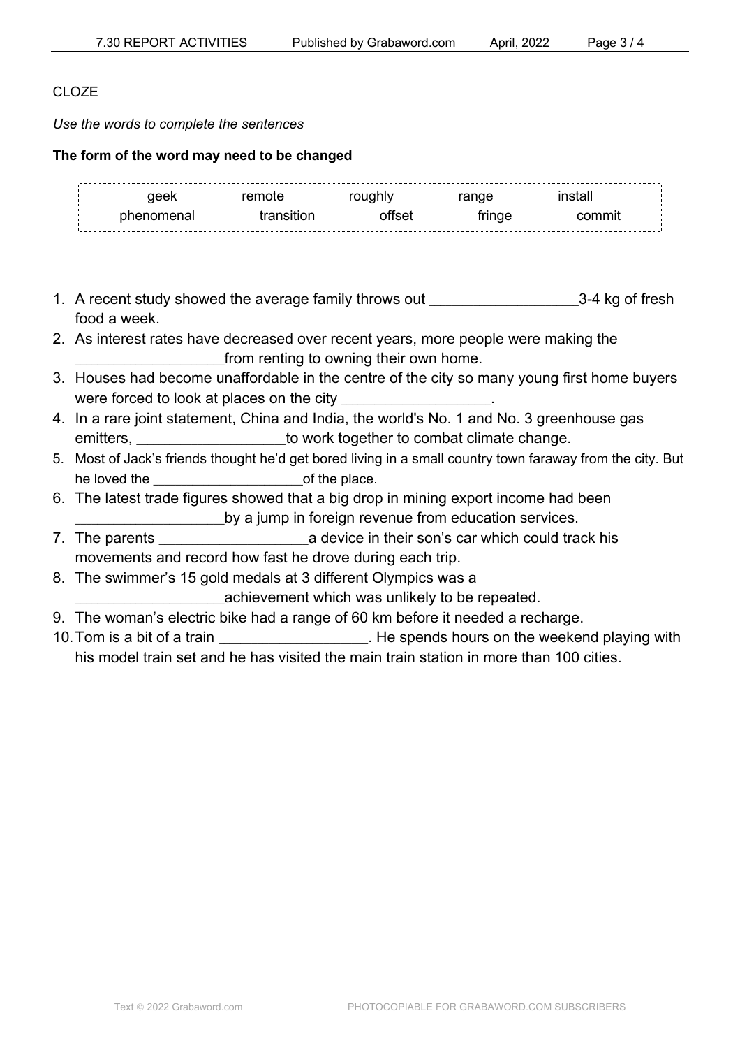CLOZE

*Use the words to complete the sentences*

**The form of the word may need to be changed**

| geek | remote | roughly | range | install |
|---|---|---|---|---|
| phenomenal | transition | offset | fringe | commit |

1. A recent study showed the average family throws out __________________3-4 kg of fresh food a week.
2. As interest rates have decreased over recent years, more people were making the __________________from renting to owning their own home.
3. Houses had become unaffordable in the centre of the city so many young first home buyers were forced to look at places on the city __________________.
4. In a rare joint statement, China and India, the world's No. 1 and No. 3 greenhouse gas emitters, __________________to work together to combat climate change.
5. Most of Jack's friends thought he'd get bored living in a small country town faraway from the city. But he loved the ___________________of the place.
6. The latest trade figures showed that a big drop in mining export income had been __________________by a jump in foreign revenue from education services.
7. The parents __________________a device in their son's car which could track his movements and record how fast he drove during each trip.
8. The swimmer's 15 gold medals at 3 different Olympics was a __________________achievement which was unlikely to be repeated.
9. The woman's electric bike had a range of 60 km before it needed a recharge.
10. Tom is a bit of a train __________________. He spends hours on the weekend playing with his model train set and he has visited the main train station in more than 100 cities.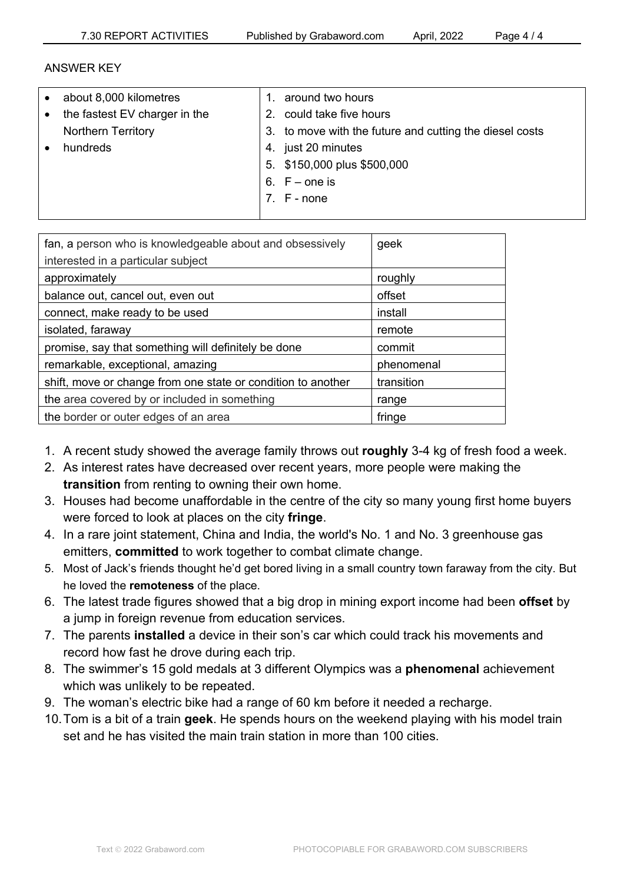ANSWER KEY

| | |
|---|---|
| • about 8,000 kilometres<br>• the fastest EV charger in the Northern Territory<br>• hundreds | 1. around two hours<br>2. could take five hours<br>3. to move with the future and cutting the diesel costs<br>4. just 20 minutes<br>5. $150,000 plus $500,000<br>6. F – one is<br>7. F - none |

| | |
|---|---|
| fan, a person who is knowledgeable about and obsessively interested in a particular subject | geek |
| approximately | roughly |
| balance out, cancel out, even out | offset |
| connect, make ready to be used | install |
| isolated, faraway | remote |
| promise, say that something will definitely be done | commit |
| remarkable, exceptional, amazing | phenomenal |
| shift, move or change from one state or condition to another | transition |
| the area covered by or included in something | range |
| the border or outer edges of an area | fringe |

1. A recent study showed the average family throws out **roughly** 3-4 kg of fresh food a week.
2. As interest rates have decreased over recent years, more people were making the **transition** from renting to owning their own home.
3. Houses had become unaffordable in the centre of the city so many young first home buyers were forced to look at places on the city **fringe**.
4. In a rare joint statement, China and India, the world's No. 1 and No. 3 greenhouse gas emitters, **committed** to work together to combat climate change.
5. Most of Jack's friends thought he'd get bored living in a small country town faraway from the city. But he loved the **remoteness** of the place.
6. The latest trade figures showed that a big drop in mining export income had been **offset** by a jump in foreign revenue from education services.
7. The parents **installed** a device in their son's car which could track his movements and record how fast he drove during each trip.
8. The swimmer's 15 gold medals at 3 different Olympics was a **phenomenal** achievement which was unlikely to be repeated.
9. The woman's electric bike had a range of 60 km before it needed a recharge.
10. Tom is a bit of a train **geek**. He spends hours on the weekend playing with his model train set and he has visited the main train station in more than 100 cities.